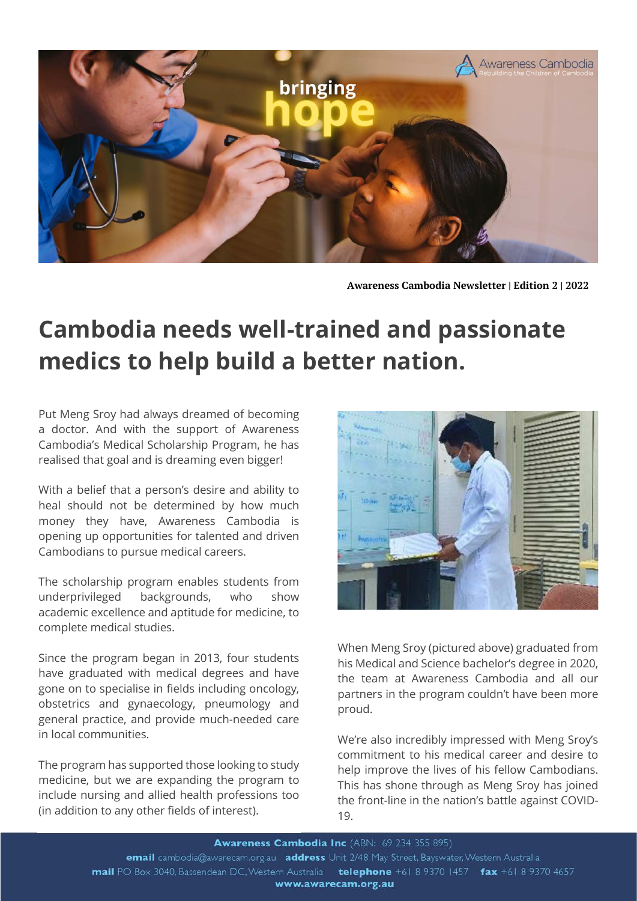Awareness Cambodia Newsletter | Edition 2 | 2022

# Cambodia needs well-trained and passionate medics to help build a better nation.

Put Meng Sroy had always dreamed of becoming a doctor. And with the support of Awareness Cambodia's Medical Scholarship Program, he has realised that goal and is dreaming even bigger!

With a belief that a person's desire and ability to heal should not be determined by how much money they have, Awareness Cambodia is opening up opportunities for talented and driven Cambodians to pursue medical careers.

The scholarship program enables students from underprivileged backgrounds, who show academic excellence and aptitude for medicine, to complete medical studies.

Since the program began in 2013, four students have graduated with medical degrees and have gone on to specialise in fields including oncology, obstetrics and gynaecology, pneumology and general practice, and provide much-needed care in local communities.

The program has supported those looking to study medicine, but we are expanding the program to include nursing and allied health professions too (in addition to any other fields of interest).

When Meng Sroy (pictured above) graduated from his Medical and Science bachelor's degree in 2020, the team at Awareness Cambodia and all our partners in the program couldn't have been more proud.

We're also incredibly impressed with Meng Sroy's commitment to his medical career and desire to help improve the lives of his fellow Cambodians. This has shone through as Meng Sroy has joined the front-line in the nation's battle against COVID-19.

**Awareness Cambodia Inc** (ABN: 69 234 355 895)
**email** cambodia@awarecam.org.au **address** Unit 2/48 May Street, Bayswater, Western Australia
**mail** PO Box 3040, Bassendean DC, Western Australia **telephone** +61 8 9370 1457 **fax** +61 8 9370 4657
**www.awarecam.org.au**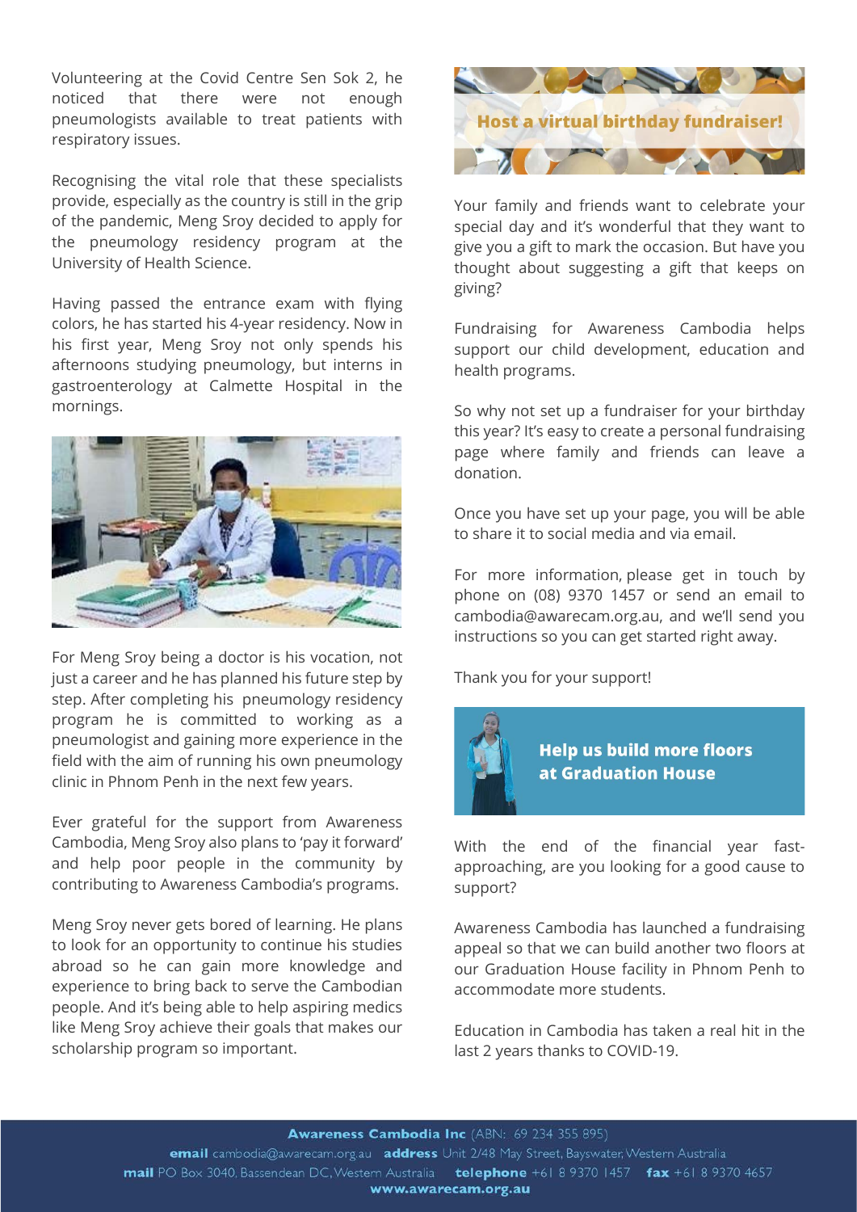Volunteering at the Covid Centre Sen Sok 2, he noticed that there were not enough pneumologists available to treat patients with respiratory issues.

Recognising the vital role that these specialists provide, especially as the country is still in the grip of the pandemic, Meng Sroy decided to apply for the pneumology residency program at the University of Health Science.

Having passed the entrance exam with flying colors, he has started his 4-year residency. Now in his first year, Meng Sroy not only spends his afternoons studying pneumology, but interns in gastroenterology at Calmette Hospital in the mornings.

For Meng Sroy being a doctor is his vocation, not just a career and he has planned his future step by step. After completing his pneumology residency program he is committed to working as a pneumologist and gaining more experience in the field with the aim of running his own pneumology clinic in Phnom Penh in the next few years.

Ever grateful for the support from Awareness Cambodia, Meng Sroy also plans to 'pay it forward' and help poor people in the community by contributing to Awareness Cambodia's programs.

Meng Sroy never gets bored of learning. He plans to look for an opportunity to continue his studies abroad so he can gain more knowledge and experience to bring back to serve the Cambodian people. And it's being able to help aspiring medics like Meng Sroy achieve their goals that makes our scholarship program so important.

## Host a virtual birthday fundraiser!

Your family and friends want to celebrate your special day and it's wonderful that they want to give you a gift to mark the occasion. But have you thought about suggesting a gift that keeps on giving?

Fundraising for Awareness Cambodia helps support our child development, education and health programs.

So why not set up a fundraiser for your birthday this year? It's easy to create a personal fundraising page where family and friends can leave a donation.

Once you have set up your page, you will be able to share it to social media and via email.

For more information, please get in touch by phone on (08) 9370 1457 or send an email to cambodia@awarecam.org.au, and we'll send you instructions so you can get started right away.

Thank you for your support!

## Help us build more floors at Graduation House

With the end of the financial year fast-approaching, are you looking for a good cause to support?

Awareness Cambodia has launched a fundraising appeal so that we can build another two floors at our Graduation House facility in Phnom Penh to accommodate more students.

Education in Cambodia has taken a real hit in the last 2 years thanks to COVID-19.

**Awareness Cambodia Inc** (ABN: 69 234 355 895)
**email** cambodia@awarecam.org.au **address** Unit 2/48 May Street, Bayswater, Western Australia
**mail** PO Box 3040, Bassendean DC, Western Australia **telephone** +61 8 9370 1457 **fax** +61 8 9370 4657
**www.awarecam.org.au**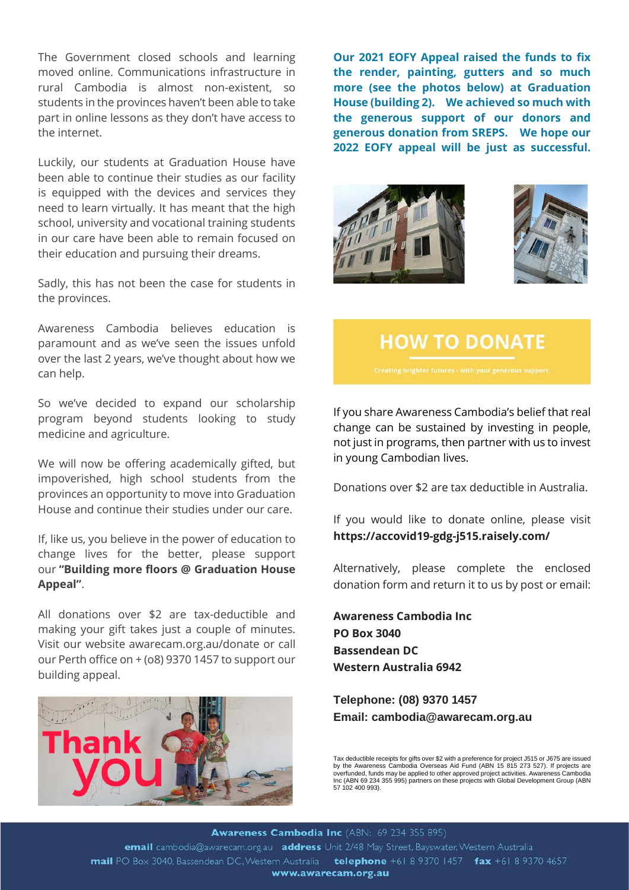The Government closed schools and learning moved online. Communications infrastructure in rural Cambodia is almost non-existent, so students in the provinces haven't been able to take part in online lessons as they don't have access to the internet.

Luckily, our students at Graduation House have been able to continue their studies as our facility is equipped with the devices and services they need to learn virtually. It has meant that the high school, university and vocational training students in our care have been able to remain focused on their education and pursuing their dreams.

Sadly, this has not been the case for students in the provinces.

Awareness Cambodia believes education is paramount and as we've seen the issues unfold over the last 2 years, we've thought about how we can help.

So we've decided to expand our scholarship program beyond students looking to study medicine and agriculture.

We will now be offering academically gifted, but impoverished, high school students from the provinces an opportunity to move into Graduation House and continue their studies under our care.

If, like us, you believe in the power of education to change lives for the better, please support our **"Building more floors @ Graduation House Appeal"**.

All donations over $2 are tax-deductible and making your gift takes just a couple of minutes. Visit our website awarecam.org.au/donate or call our Perth office on + (08) 9370 1457 to support our building appeal.

**Our 2021 EOFY Appeal raised the funds to fix the render, painting, gutters and so much more (see the photos below) at Graduation House (building 2). We achieved so much with the generous support of our donors and generous donation from SREPS. We hope our 2022 EOFY appeal will be just as successful.**

## HOW TO DONATE

Creating brighter futures - with your generous support.

If you share Awareness Cambodia's belief that real change can be sustained by investing in people, not just in programs, then partner with us to invest in young Cambodian lives.

Donations over $2 are tax deductible in Australia.

If you would like to donate online, please visit **https://accovid19-gdg-j515.raisely.com/**

Alternatively, please complete the enclosed donation form and return it to us by post or email:

**Awareness Cambodia Inc**
**PO Box 3040**
**Bassendean DC**
**Western Australia 6942**

**Telephone: (08) 9370 1457**
**Email: cambodia@awarecam.org.au**

Tax deductible receipts for gifts over $2 with a preference for project J515 or J675 are issued by the Awareness Cambodia Overseas Aid Fund (ABN 15 815 273 527). If projects are overfunded, funds may be applied to other approved project activities. Awareness Cambodia Inc (ABN 69 234 355 995) partners on these projects with Global Development Group (ABN 57 102 400 993).

**Awareness Cambodia Inc** (ABN: 69 234 355 895)
**email** cambodia@awarecam.org.au **address** Unit 2/48 May Street, Bayswater, Western Australia
**mail** PO Box 3040, Bassendean DC, Western Australia **telephone** +61 8 9370 1457 **fax** +61 8 9370 4657
**www.awarecam.org.au**